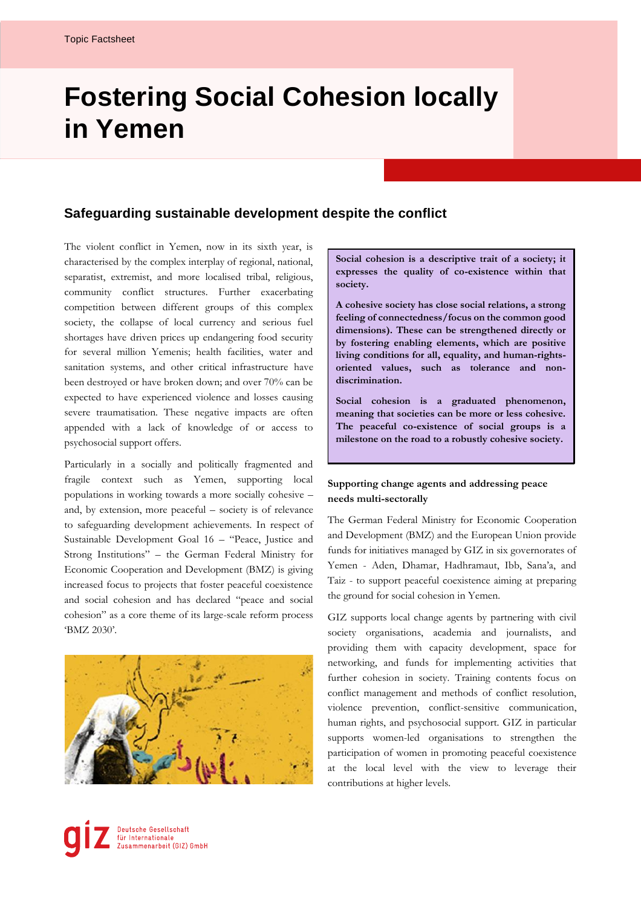Topic Factsheet

# Fostering Social Cohesion locally in Yemen

## Safeguarding sustainable development despite the conflict

The violent conflict in Yemen, now in its sixth year, is characterised by the complex interplay of regional, national, separatist, extremist, and more localised tribal, religious, community conflict structures. Further exacerbating competition between different groups of this complex society, the collapse of local currency and serious fuel shortages have driven prices up endangering food security for several million Yemenis; health facilities, water and sanitation systems, and other critical infrastructure have been destroyed or have broken down; and over 70% can be expected to have experienced violence and losses causing severe traumatisation. These negative impacts are often appended with a lack of knowledge of or access to psychosocial support offers.

Particularly in a socially and politically fragmented and fragile context such as Yemen, supporting local populations in working towards a more socially cohesive – and, by extension, more peaceful – society is of relevance to safeguarding development achievements. In respect of Sustainable Development Goal 16 – "Peace, Justice and Strong Institutions" – the German Federal Ministry for Economic Cooperation and Development (BMZ) is giving increased focus to projects that foster peaceful coexistence and social cohesion and has declared "peace and social cohesion" as a core theme of its large-scale reform process 'BMZ 2030'.

**Social cohesion is a descriptive trait of a society; it expresses the quality of co-existence within that society.**

**A cohesive society has close social relations, a strong feeling of connectedness/focus on the common good dimensions). These can be strengthened directly or by fostering enabling elements, which are positive living conditions for all, equality, and human-rights-oriented values, such as tolerance and non-discrimination.**

**Social cohesion is a graduated phenomenon, meaning that societies can be more or less cohesive. The peaceful co-existence of social groups is a milestone on the road to a robustly cohesive society.**

### Supporting change agents and addressing peace needs multi-sectorally

The German Federal Ministry for Economic Cooperation and Development (BMZ) and the European Union provide funds for initiatives managed by GIZ in six governorates of Yemen - Aden, Dhamar, Hadhramaut, Ibb, Sana'a, and Taiz - to support peaceful coexistence aiming at preparing the ground for social cohesion in Yemen.

GIZ supports local change agents by partnering with civil society organisations, academia and journalists, and providing them with capacity development, space for networking, and funds for implementing activities that further cohesion in society. Training contents focus on conflict management and methods of conflict resolution, violence prevention, conflict-sensitive communication, human rights, and psychosocial support. GIZ in particular supports women-led organisations to strengthen the participation of women in promoting peaceful coexistence at the local level with the view to leverage their contributions at higher levels.

giz Deutsche Gesellschaft für Internationale Zusammenarbeit (GIZ) GmbH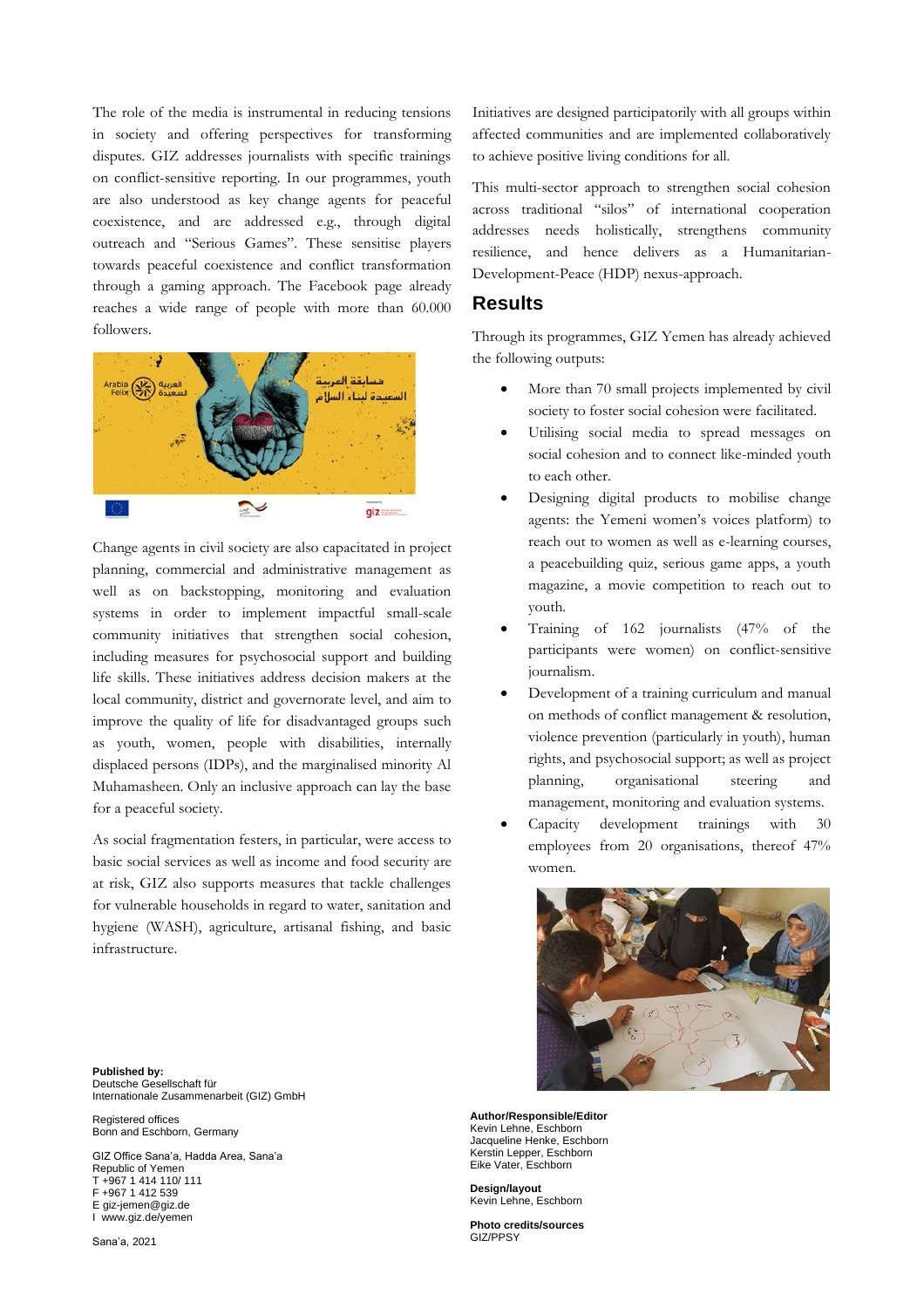The role of the media is instrumental in reducing tensions in society and offering perspectives for transforming disputes. GIZ addresses journalists with specific trainings on conflict-sensitive reporting. In our programmes, youth are also understood as key change agents for peaceful coexistence, and are addressed e.g., through digital outreach and "Serious Games". These sensitise players towards peaceful coexistence and conflict transformation through a gaming approach. The Facebook page already reaches a wide range of people with more than 60.000 followers.

Change agents in civil society are also capacitated in project planning, commercial and administrative management as well as on backstopping, monitoring and evaluation systems in order to implement impactful small-scale community initiatives that strengthen social cohesion, including measures for psychosocial support and building life skills. These initiatives address decision makers at the local community, district and governorate level, and aim to improve the quality of life for disadvantaged groups such as youth, women, people with disabilities, internally displaced persons (IDPs), and the marginalised minority Al Muhamasheen. Only an inclusive approach can lay the base for a peaceful society.

As social fragmentation festers, in particular, were access to basic social services as well as income and food security are at risk, GIZ also supports measures that tackle challenges for vulnerable households in regard to water, sanitation and hygiene (WASH), agriculture, artisanal fishing, and basic infrastructure.

Initiatives are designed participatorily with all groups within affected communities and are implemented collaboratively to achieve positive living conditions for all.

This multi-sector approach to strengthen social cohesion across traditional "silos" of international cooperation addresses needs holistically, strengthens community resilience, and hence delivers as a Humanitarian-Development-Peace (HDP) nexus-approach.

## Results

Through its programmes, GIZ Yemen has already achieved the following outputs:

- More than 70 small projects implemented by civil society to foster social cohesion were facilitated.
- Utilising social media to spread messages on social cohesion and to connect like-minded youth to each other.
- Designing digital products to mobilise change agents: the Yemeni women's voices platform) to reach out to women as well as e-learning courses, a peacebuilding quiz, serious game apps, a youth magazine, a movie competition to reach out to youth.
- Training of 162 journalists (47% of the participants were women) on conflict-sensitive journalism.
- Development of a training curriculum and manual on methods of conflict management & resolution, violence prevention (particularly in youth), human rights, and psychosocial support; as well as project planning, organisational steering and management, monitoring and evaluation systems.
- Capacity development trainings with 30 employees from 20 organisations, thereof 47% women.

**Published by:**
Deutsche Gesellschaft für
Internationale Zusammenarbeit (GIZ) GmbH

Registered offices
Bonn and Eschborn, Germany

GIZ Office Sana'a, Hadda Area, Sana'a
Republic of Yemen
T +967 1 414 110/ 111
F +967 1 412 539
E giz-jemen@giz.de
I www.giz.de/yemen

Sana'a, 2021

**Author/Responsible/Editor**
Kevin Lehne, Eschborn
Jacqueline Henke, Eschborn
Kerstin Lepper, Eschborn
Eike Vater, Eschborn

**Design/layout**
Kevin Lehne, Eschborn

**Photo credits/sources**
GIZ/PPSY